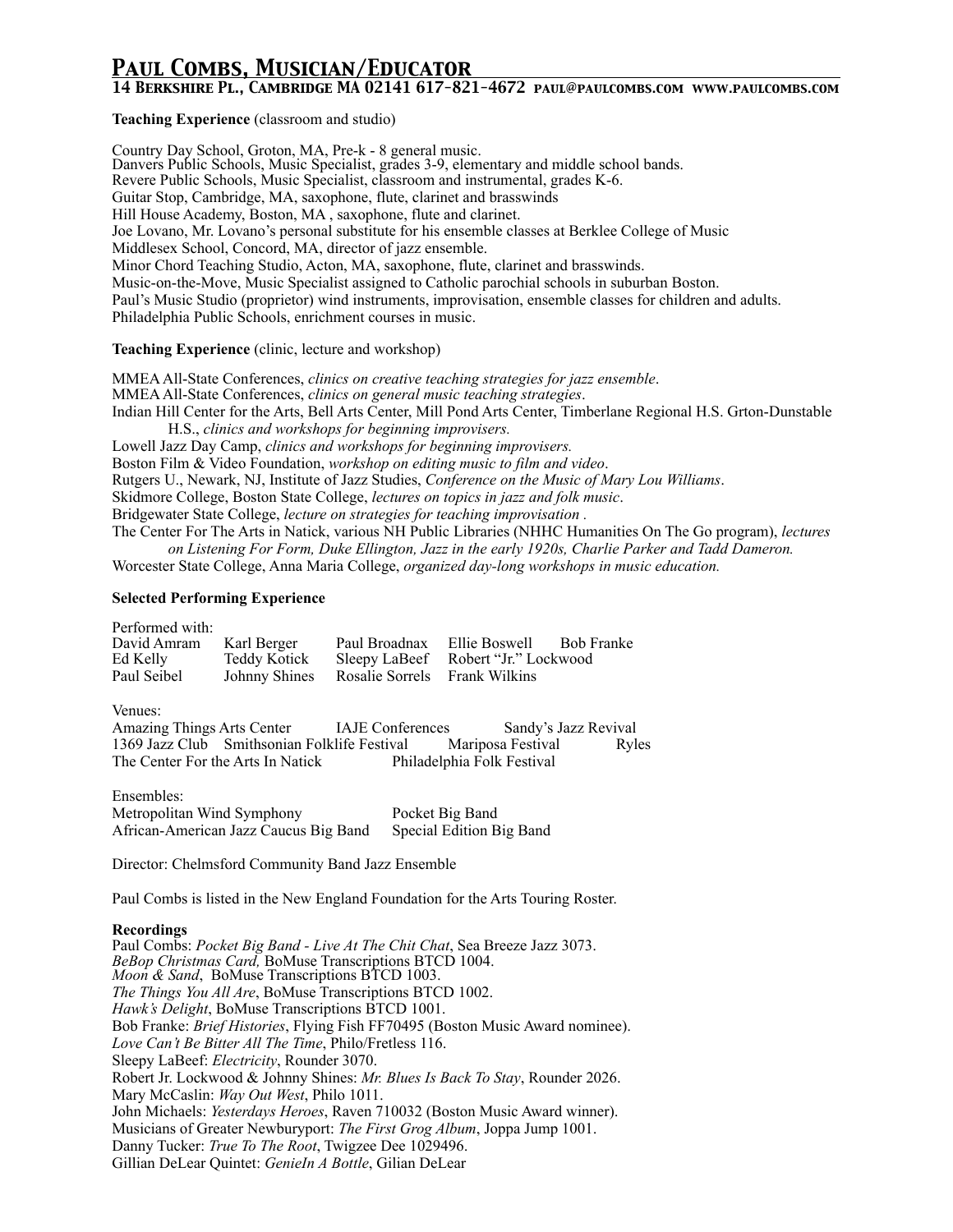# Paul Combs, Musician/Educator

## 14 Berkshire Pl., Cambridge MA 02141 617-821-4672 paul@paulcombs.com www.paulcombs.com

**Teaching Experience** (classroom and studio)

Country Day School, Groton, MA, Pre-k - 8 general music.
Danvers Public Schools, Music Specialist, grades 3-9, elementary and middle school bands.
Revere Public Schools, Music Specialist, classroom and instrumental, grades K-6.
Guitar Stop, Cambridge, MA, saxophone, flute, clarinet and brasswinds
Hill House Academy, Boston, MA , saxophone, flute and clarinet.
Joe Lovano, Mr. Lovano's personal substitute for his ensemble classes at Berklee College of Music
Middlesex School, Concord, MA, director of jazz ensemble.
Minor Chord Teaching Studio, Acton, MA, saxophone, flute, clarinet and brasswinds.
Music-on-the-Move, Music Specialist assigned to Catholic parochial schools in suburban Boston.
Paul's Music Studio (proprietor) wind instruments, improvisation, ensemble classes for children and adults.
Philadelphia Public Schools, enrichment courses in music.

**Teaching Experience** (clinic, lecture and workshop)

MMEA All-State Conferences, *clinics on creative teaching strategies for jazz ensemble*.
MMEA All-State Conferences, *clinics on general music teaching strategies*.
Indian Hill Center for the Arts, Bell Arts Center, Mill Pond Arts Center, Timberlane Regional H.S. Grton-Dunstable H.S., *clinics and workshops for beginning improvisers.*
Lowell Jazz Day Camp, *clinics and workshops for beginning improvisers.*
Boston Film & Video Foundation, *workshop on editing music to film and video*.
Rutgers U., Newark, NJ, Institute of Jazz Studies, *Conference on the Music of Mary Lou Williams*.
Skidmore College, Boston State College, *lectures on topics in jazz and folk music*.
Bridgewater State College, *lecture on strategies for teaching improvisation .*
The Center For The Arts in Natick, various NH Public Libraries (NHHC Humanities On The Go program), *lectures on Listening For Form, Duke Ellington, Jazz in the early 1920s, Charlie Parker and Tadd Dameron.*
Worcester State College, Anna Maria College, *organized day-long workshops in music education.*

**Selected Performing Experience**

Performed with:

| | | | | |
|---|---|---|---|---|
| David Amram | Karl Berger | Paul Broadnax | Ellie Boswell | Bob Franke |
| Ed Kelly | Teddy Kotick | Sleepy LaBeef | Robert "Jr." Lockwood | |
| Paul Seibel | Johnny Shines | Rosalie Sorrels | Frank Wilkins | |

Venues:

Amazing Things Arts Center — IAJE Conferences — Sandy's Jazz Revival
1369 Jazz Club — Smithsonian Folklife Festival — Mariposa Festival — Ryles
The Center For the Arts In Natick — Philadelphia Folk Festival

Ensembles:

| | |
|---|---|
| Metropolitan Wind Symphony | Pocket Big Band |
| African-American Jazz Caucus Big Band | Special Edition Big Band |

Director: Chelmsford Community Band Jazz Ensemble

Paul Combs is listed in the New England Foundation for the Arts Touring Roster.

**Recordings**

Paul Combs: *Pocket Big Band - Live At The Chit Chat*, Sea Breeze Jazz 3073.
*BeBop Christmas Card,* BoMuse Transcriptions BTCD 1004.
*Moon & Sand*, BoMuse Transcriptions BTCD 1003.
*The Things You All Are*, BoMuse Transcriptions BTCD 1002.
*Hawk's Delight*, BoMuse Transcriptions BTCD 1001.
Bob Franke: *Brief Histories*, Flying Fish FF70495 (Boston Music Award nominee).
*Love Can't Be Bitter All The Time*, Philo/Fretless 116.
Sleepy LaBeef: *Electricity*, Rounder 3070.
Robert Jr. Lockwood & Johnny Shines: *Mr. Blues Is Back To Stay*, Rounder 2026.
Mary McCaslin: *Way Out West*, Philo 1011.
John Michaels: *Yesterdays Heroes*, Raven 710032 (Boston Music Award winner).
Musicians of Greater Newburyport: *The First Grog Album*, Joppa Jump 1001.
Danny Tucker: *True To The Root*, Twigzee Dee 1029496.
Gillian DeLear Quintet: *GenieIn A Bottle*, Gilian DeLear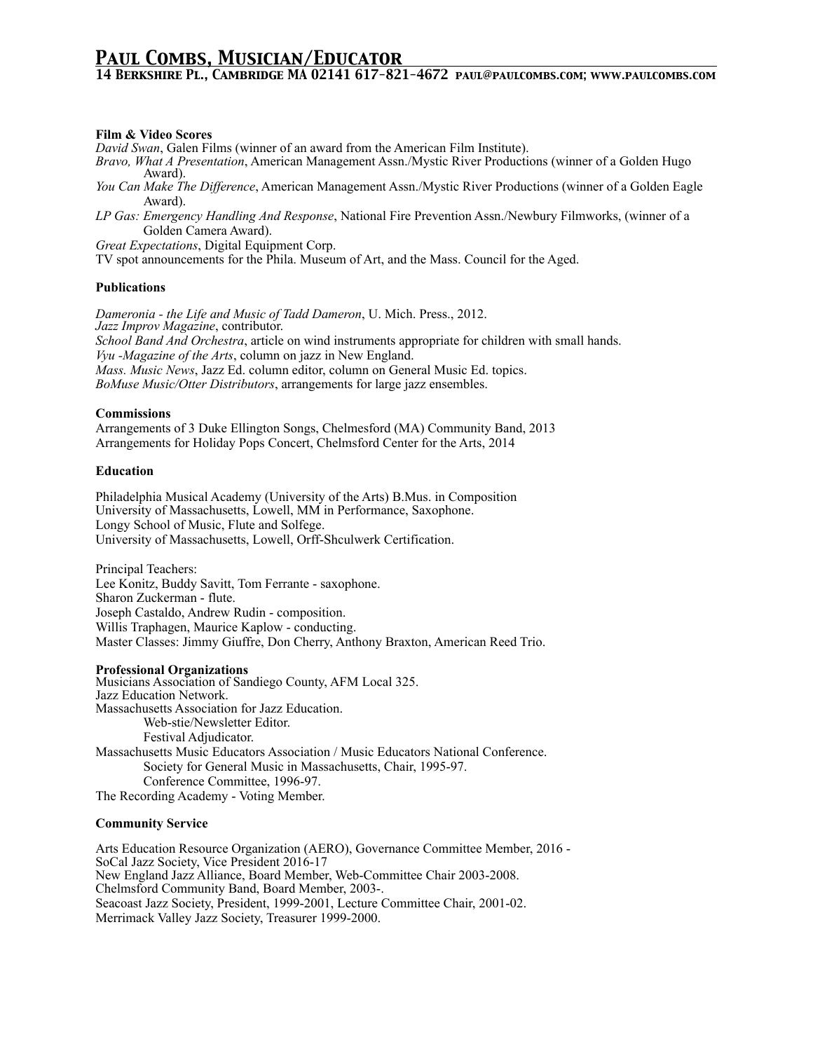# Paul Combs, Musician/Educator

**14 Berkshire Pl., Cambridge MA 02141 617-821-4672 paul@paulcombs.com; www.paulcombs.com**

**Film & Video Scores**

*David Swan*, Galen Films (winner of an award from the American Film Institute).
*Bravo, What A Presentation*, American Management Assn./Mystic River Productions (winner of a Golden Hugo Award).
*You Can Make The Difference*, American Management Assn./Mystic River Productions (winner of a Golden Eagle Award).
*LP Gas: Emergency Handling And Response*, National Fire Prevention Assn./Newbury Filmworks, (winner of a Golden Camera Award).
*Great Expectations*, Digital Equipment Corp.
TV spot announcements for the Phila. Museum of Art, and the Mass. Council for the Aged.

**Publications**

*Dameronia - the Life and Music of Tadd Dameron*, U. Mich. Press., 2012.
*Jazz Improv Magazine*, contributor.
*School Band And Orchestra*, article on wind instruments appropriate for children with small hands.
*Vyu -Magazine of the Arts*, column on jazz in New England.
*Mass. Music News*, Jazz Ed. column editor, column on General Music Ed. topics.
*BoMuse Music/Otter Distributors*, arrangements for large jazz ensembles.

**Commissions**

Arrangements of 3 Duke Ellington Songs, Chelmesford (MA) Community Band, 2013
Arrangements for Holiday Pops Concert, Chelmsford Center for the Arts, 2014

**Education**

Philadelphia Musical Academy (University of the Arts) B.Mus. in Composition
University of Massachusetts, Lowell, MM in Performance, Saxophone.
Longy School of Music, Flute and Solfege.
University of Massachusetts, Lowell, Orff-Shculwerk Certification.

Principal Teachers:
Lee Konitz, Buddy Savitt, Tom Ferrante - saxophone.
Sharon Zuckerman - flute.
Joseph Castaldo, Andrew Rudin - composition.
Willis Traphagen, Maurice Kaplow - conducting.
Master Classes: Jimmy Giuffre, Don Cherry, Anthony Braxton, American Reed Trio.

**Professional Organizations**

Musicians Association of Sandiego County, AFM Local 325.
Jazz Education Network.
Massachusetts Association for Jazz Education.
- Web-stie/Newsletter Editor.
- Festival Adjudicator.

Massachusetts Music Educators Association / Music Educators National Conference.
- Society for General Music in Massachusetts, Chair, 1995-97.
- Conference Committee, 1996-97.

The Recording Academy - Voting Member.

**Community Service**

Arts Education Resource Organization (AERO), Governance Committee Member, 2016 -
SoCal Jazz Society, Vice President 2016-17
New England Jazz Alliance, Board Member, Web-Committee Chair 2003-2008.
Chelmsford Community Band, Board Member, 2003-.
Seacoast Jazz Society, President, 1999-2001, Lecture Committee Chair, 2001-02.
Merrimack Valley Jazz Society, Treasurer 1999-2000.